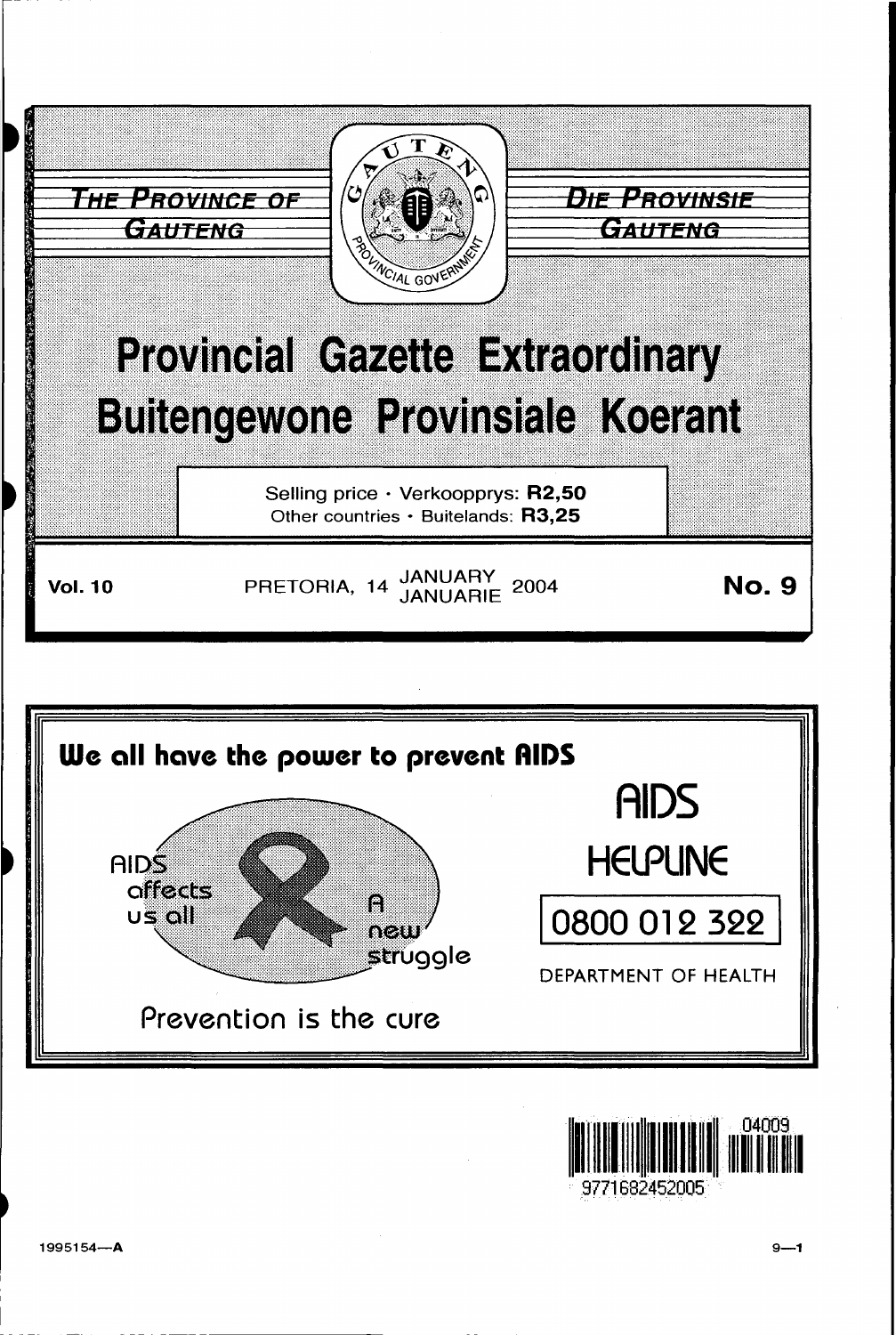THE PROVINCE OF GAUTENG

DIE PROVINSIE GAUTENG

# Provincial Gazette Extraordinary

# Buitengewone Provinsiale Koerant

Selling price · Verkoopprys: **R2,50**
Other countries · Buitelands: **R3,25**

**Vol. 10** PRETORIA, 14 JANUARY JANUARIE 2004 **No. 9**

**We all have the power to prevent AIDS**

AIDS affects us all

A new struggle

Prevention is the cure

AIDS HELPLINE

0800 012 322

DEPARTMENT OF HEALTH

9771682452005 04009

1995154—A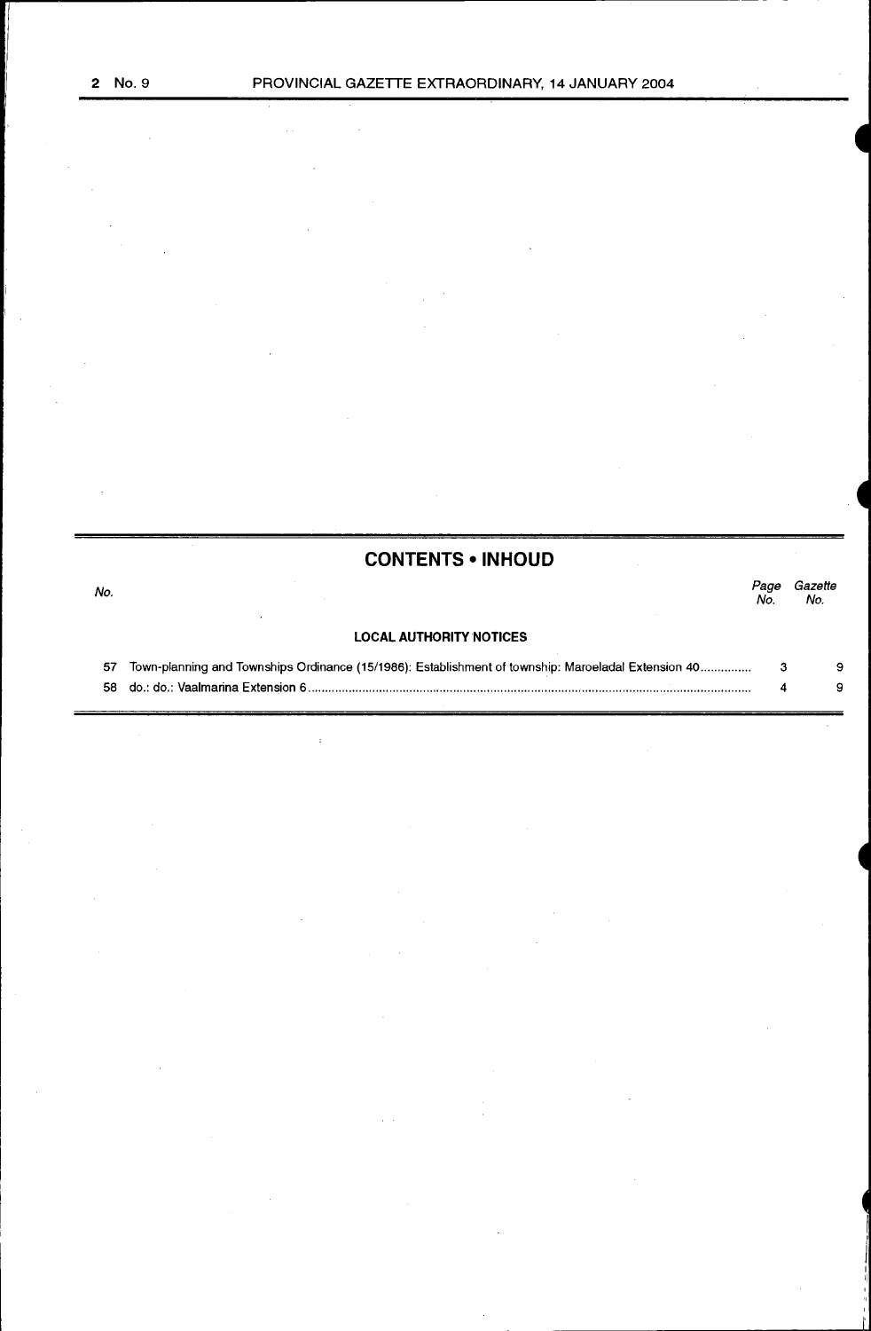## CONTENTS • INHOUD

| No. | | Page No. | Gazette No. |
|---|---|---|---|
| | **LOCAL AUTHORITY NOTICES** | | |
| 57 | Town-planning and Townships Ordinance (15/1986): Establishment of township: Maroeladal Extension 40 | 3 | 9 |
| 58 | do.: do.: Vaalmarina Extension 6 | 4 | 9 |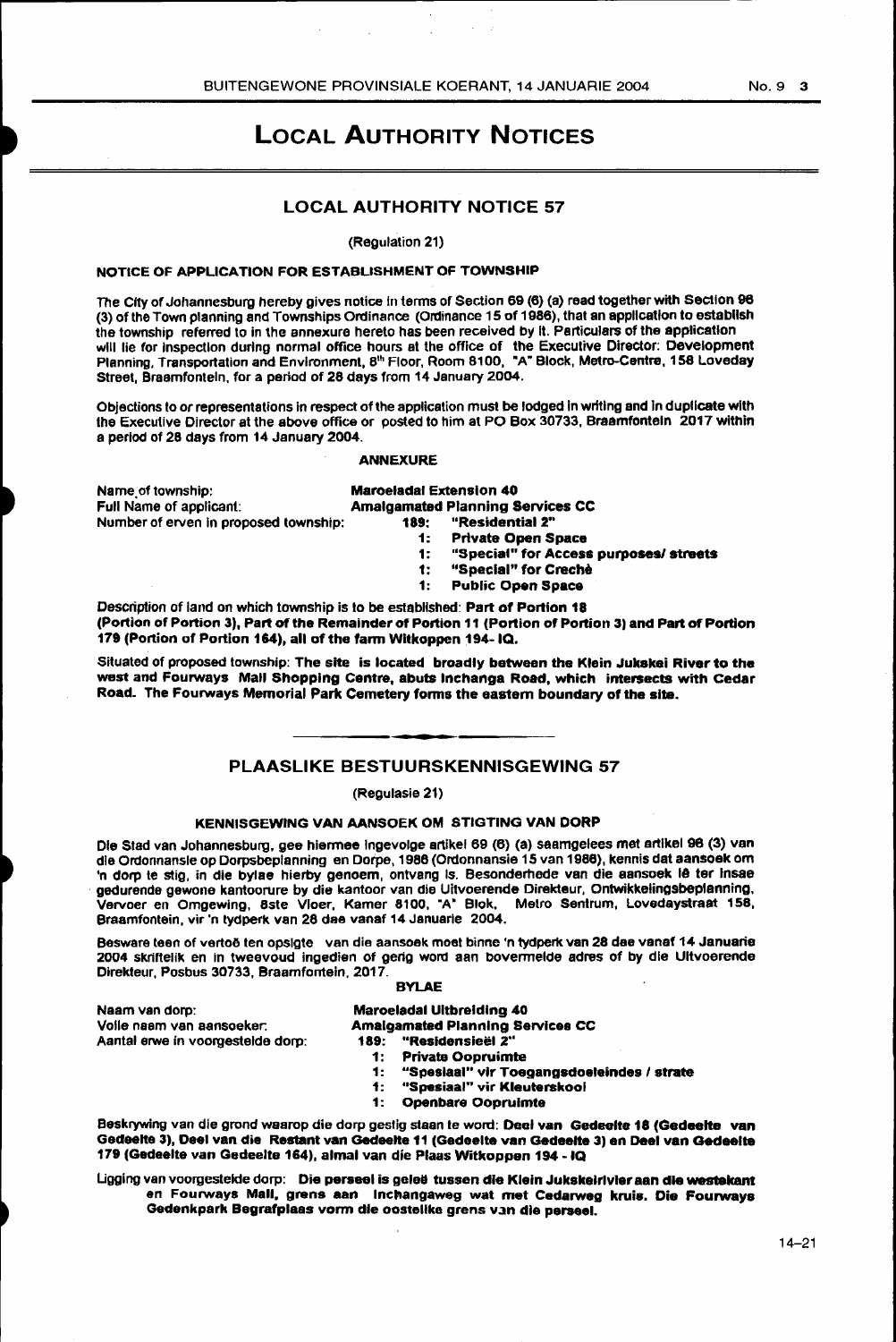# LOCAL AUTHORITY NOTICES

## LOCAL AUTHORITY NOTICE 57

(Regulation 21)

### NOTICE OF APPLICATION FOR ESTABLISHMENT OF TOWNSHIP

The City of Johannesburg hereby gives notice in terms of Section 69 (6) (a) read together with Section 96 (3) of the Town planning and Townships Ordinance (Ordinance 15 of 1986), that an application to establish the township referred to in the annexure hereto has been received by it. Particulars of the application will lie for inspection during normal office hours at the office of the Executive Director: Development Planning, Transportation and Environment, 8th Floor, Room 8100, "A" Block, Metro-Centre, 158 Loveday Street, Braamfontein, for a period of 28 days from 14 January 2004.

Objections to or representations in respect of the application must be lodged in writing and in duplicate with the Executive Director at the above office or posted to him at PO Box 30733, Braamfontein 2017 within a period of 28 days from 14 January 2004.

#### ANNEXURE

Name of township: **Maroeladal Extension 40**

Full Name of applicant: **Amalgamated Planning Services CC**

Number of erven in proposed township:
- **189: "Residential 2"**
- **1: Private Open Space**
- **1: "Special" for Access purposes/ streets**
- **1: "Special" for Creché**
- **1: Public Open Space**

Description of land on which township is to be established: **Part of Portion 18 (Portion of Portion 3), Part of the Remainder of Portion 11 (Portion of Portion 3) and Part of Portion 179 (Portion of Portion 164), all of the farm Witkoppen 194- IQ.**

Situated of proposed township: **The site is located broadly between the Klein Jukskei River to the west and Fourways Mall Shopping Centre, abuts Inchanga Road, which intersects with Cedar Road. The Fourways Memorial Park Cemetery forms the eastern boundary of the site.**

---

## PLAASLIKE BESTUURSKENNISGEWING 57

(Regulasie 21)

### KENNISGEWING VAN AANSOEK OM STIGTING VAN DORP

Die Stad van Johannesburg, gee hiermee ingevolge artikel 69 (6) (a) saamgelees met artikel 96 (3) van die Ordonnansie op Dorpsbeplanning en Dorpe, 1986 (Ordonnansie 15 van 1986), kennis dat aansoek om 'n dorp te stig, in die bylae hierby genoem, ontvang is. Besonderhede van die aansoek lê ter insae gedurende gewone kantoorure by die kantoor van die Uitvoerende Direkteur, Ontwikkelingsbeplanning, Vervoer en Omgewing, 8ste Vloer, Kamer 8100, "A" Blok, Metro Sentrum, Lovedaystraat 158, Braamfontein, vir 'n tydperk van 28 dae vanaf 14 Januarie 2004.

Besware teen of vertoë ten opsigte van die aansoek moet binne 'n tydperk van 28 dae vanaf 14 Januarie 2004 skriftelik en in tweevoud ingedien of gerig word aan bovermelde adres of by die Uitvoerende Direkteur, Posbus 30733, Braamfontein, 2017.

#### BYLAE

Naam van dorp: **Maroeladal Uitbreiding 40**

Volle naam van aansoeker: **Amalgamated Planning Services CC**

Aantal erwe in voorgestelde dorp:
- **189: "Residensieël 2"**
- **1: Private Oopruimte**
- **1: "Spesiaal" vir Toegangsdoeleindes / strate**
- **1: "Spesiaal" vir Kleuterskool**
- **1: Openbare Oopruimte**

Beskrywing van die grond waarop die dorp gestig staan te word: **Deel van Gedeelte 18 (Gedeelte van Gedeelte 3), Deel van die Restant van Gedeelte 11 (Gedeelte van Gedeelte 3) en Deel van Gedeelte 179 (Gedeelte van Gedeelte 164), almal van die Plaas Witkoppen 194 - IQ**

Ligging van voorgestelde dorp: **Die perseel is geleë tussen die Klein Jukskeirivier aan die westekant en Fourways Mall, grens aan Inchangaweg wat met Cedarweg kruis. Die Fourways Gedenkpark Begrafplaas vorm die oostelike grens van die perseel.**

14–21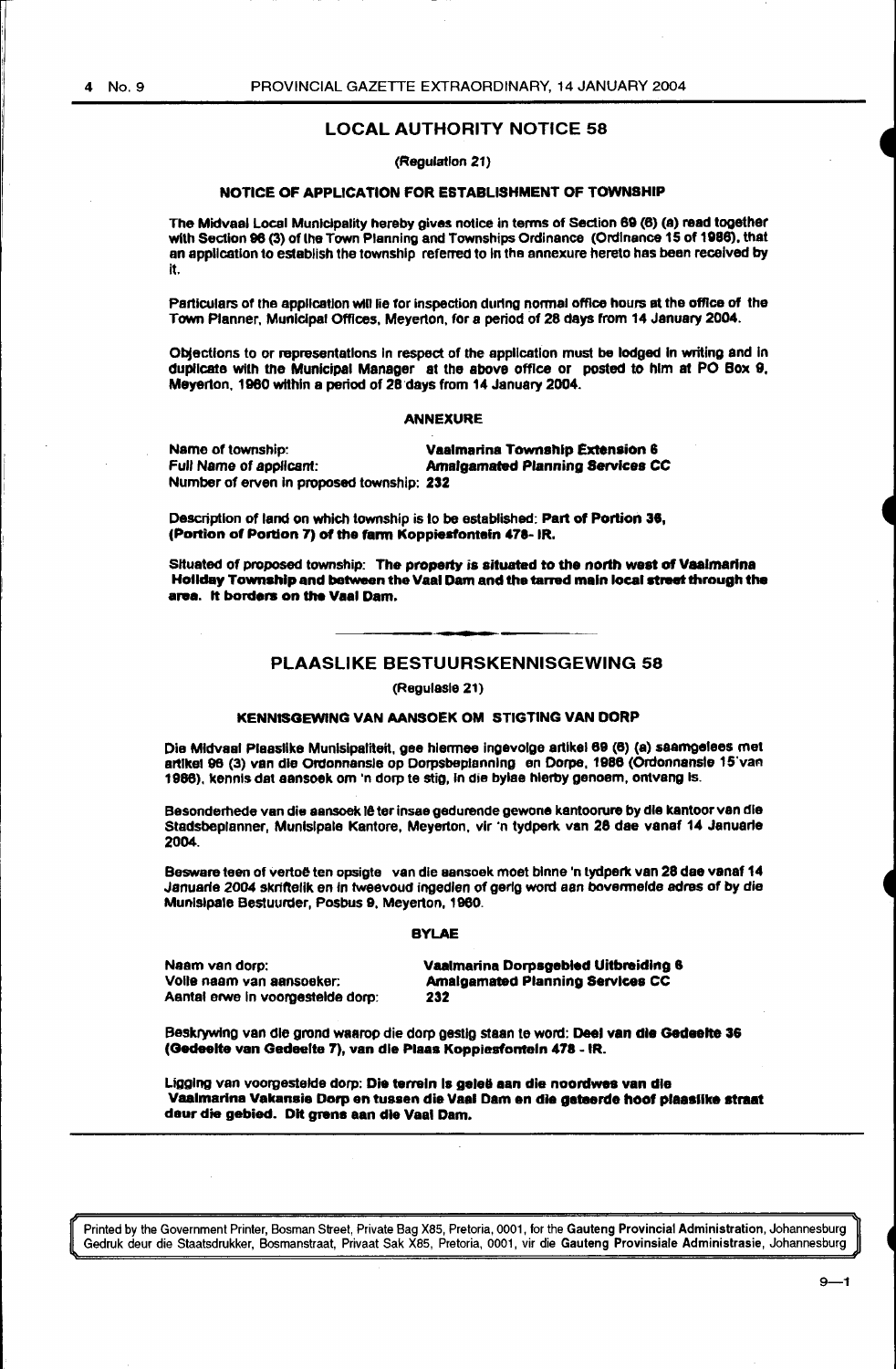## LOCAL AUTHORITY NOTICE 58

(Regulation 21)

### NOTICE OF APPLICATION FOR ESTABLISHMENT OF TOWNSHIP

The Midvaal Local Municipality hereby gives notice in terms of Section 69 (6) (a) read together with Section 96 (3) of the Town Planning and Townships Ordinance (Ordinance 15 of 1986), that an application to establish the township referred to in the annexure hereto has been received by it.

Particulars of the application will lie for inspection during normal office hours at the office of the Town Planner, Municipal Offices, Meyerton, for a period of 28 days from 14 January 2004.

Objections to or representations in respect of the application must be lodged in writing and in duplicate with the Municipal Manager at the above office or posted to him at PO Box 9, Meyerton, 1960 within a period of 28 days from 14 January 2004.

#### ANNEXURE

Name of township: **Vaalmarina Township Extension 6**
Full Name of applicant: **Amalgamated Planning Services CC**
Number of erven in proposed township: **232**

Description of land on which township is to be established: **Part of Portion 36, (Portion of Portion 7) of the farm Koppiesfontein 478- IR.**

Situated of proposed township: **The property is situated to the north west of Vaalmarina Holiday Township and between the Vaal Dam and the tarred main local street through the area. It borders on the Vaal Dam.**

## PLAASLIKE BESTUURSKENNISGEWING 58

(Regulasie 21)

### KENNISGEWING VAN AANSOEK OM STIGTING VAN DORP

Die Midvaal Plaaslike Munisipaliteit, gee hiermee ingevolge artikel 69 (6) (a) saamgelees met artikel 96 (3) van die Ordonnansie op Dorpsbeplanning en Dorpe, 1986 (Ordonnansie 15 van 1986), kennis dat aansoek om 'n dorp te stig, in die bylae hierby genoem, ontvang is.

Besonderhede van die aansoek lê ter insae gedurende gewone kantoorure by die kantoor van die Stadsbeplanner, Munisipale Kantore, Meyerton, vir 'n tydperk van 28 dae vanaf 14 Januarie 2004.

Besware teen of vertoë ten opsigte van die aansoek moet binne 'n tydperk van 28 dae vanaf 14 Januarie 2004 skriftelik en in tweevoud ingedien of gerig word aan bovermelde adres of by die Munisipale Bestuurder, Posbus 9, Meyerton, 1960.

#### BYLAE

Naam van dorp: **Vaalmarina Dorpsgebied Uitbreiding 6**
Volle naam van aansoeker: **Amalgamated Planning Services CC**
Aantal erwe in voorgestelde dorp: **232**

Beskrywing van die grond waarop die dorp gestig staan te word: **Deel van die Gedeelte 36 (Gedeelte van Gedeelte 7), van die Plaas Koppiesfontein 478 - IR.**

Ligging van voorgestelde dorp: **Die terrein is geleë aan die noordwes van die Vaalmarina Vakansie Dorp en tussen die Vaal Dam en die geteerde hoof plaaslike straat deur die gebied. Dit grens aan die Vaal Dam.**

Printed by the Government Printer, Bosman Street, Private Bag X85, Pretoria, 0001, for the Gauteng Provincial Administration, Johannesburg
Gedruk deur die Staatsdrukker, Bosmanstraat, Privaat Sak X85, Pretoria, 0001, vir die Gauteng Provinsiale Administrasie, Johannesburg